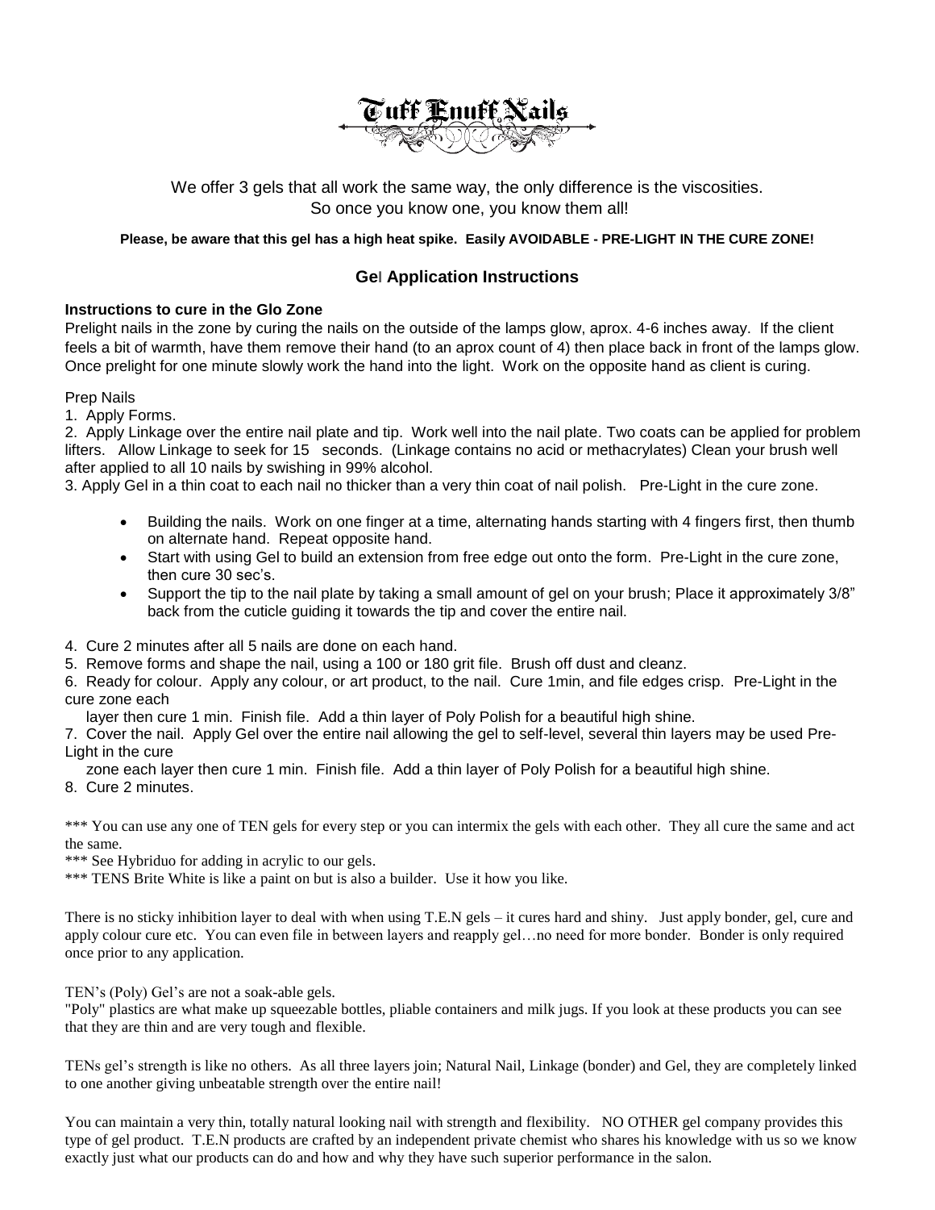# Tuff Enuff Nails

We offer 3 gels that all work the same way, the only difference is the viscosities.
So once you know one, you know them all!

**Please, be aware that this gel has a high heat spike. Easily AVOIDABLE - PRE-LIGHT IN THE CURE ZONE!**

## Gel Application Instructions

**Instructions to cure in the Glo Zone**

Prelight nails in the zone by curing the nails on the outside of the lamps glow, aprox. 4-6 inches away. If the client feels a bit of warmth, have them remove their hand (to an aprox count of 4) then place back in front of the lamps glow. Once prelight for one minute slowly work the hand into the light. Work on the opposite hand as client is curing.

Prep Nails

1. Apply Forms.
2. Apply Linkage over the entire nail plate and tip. Work well into the nail plate. Two coats can be applied for problem lifters. Allow Linkage to seek for 15 seconds. (Linkage contains no acid or methacrylates) Clean your brush well after applied to all 10 nails by swishing in 99% alcohol.
3. Apply Gel in a thin coat to each nail no thicker than a very thin coat of nail polish. Pre-Light in the cure zone.
   - Building the nails. Work on one finger at a time, alternating hands starting with 4 fingers first, then thumb on alternate hand. Repeat opposite hand.
   - Start with using Gel to build an extension from free edge out onto the form. Pre-Light in the cure zone, then cure 30 sec's.
   - Support the tip to the nail plate by taking a small amount of gel on your brush; Place it approximately 3/8" back from the cuticle guiding it towards the tip and cover the entire nail.
4. Cure 2 minutes after all 5 nails are done on each hand.
5. Remove forms and shape the nail, using a 100 or 180 grit file. Brush off dust and cleanz.
6. Ready for colour. Apply any colour, or art product, to the nail. Cure 1min, and file edges crisp. Pre-Light in the cure zone each layer then cure 1 min. Finish file. Add a thin layer of Poly Polish for a beautiful high shine.
7. Cover the nail. Apply Gel over the entire nail allowing the gel to self-level, several thin layers may be used Pre-Light in the cure zone each layer then cure 1 min. Finish file. Add a thin layer of Poly Polish for a beautiful high shine.
8. Cure 2 minutes.

*** You can use any one of TEN gels for every step or you can intermix the gels with each other. They all cure the same and act the same.

*** See Hybriduo for adding in acrylic to our gels.

*** TENS Brite White is like a paint on but is also a builder. Use it how you like.

There is no sticky inhibition layer to deal with when using T.E.N gels – it cures hard and shiny. Just apply bonder, gel, cure and apply colour cure etc. You can even file in between layers and reapply gel…no need for more bonder. Bonder is only required once prior to any application.

TEN's (Poly) Gel's are not a soak-able gels.

"Poly" plastics are what make up squeezable bottles, pliable containers and milk jugs. If you look at these products you can see that they are thin and are very tough and flexible.

TENs gel's strength is like no others. As all three layers join; Natural Nail, Linkage (bonder) and Gel, they are completely linked to one another giving unbeatable strength over the entire nail!

You can maintain a very thin, totally natural looking nail with strength and flexibility. NO OTHER gel company provides this type of gel product. T.E.N products are crafted by an independent private chemist who shares his knowledge with us so we know exactly just what our products can do and how and why they have such superior performance in the salon.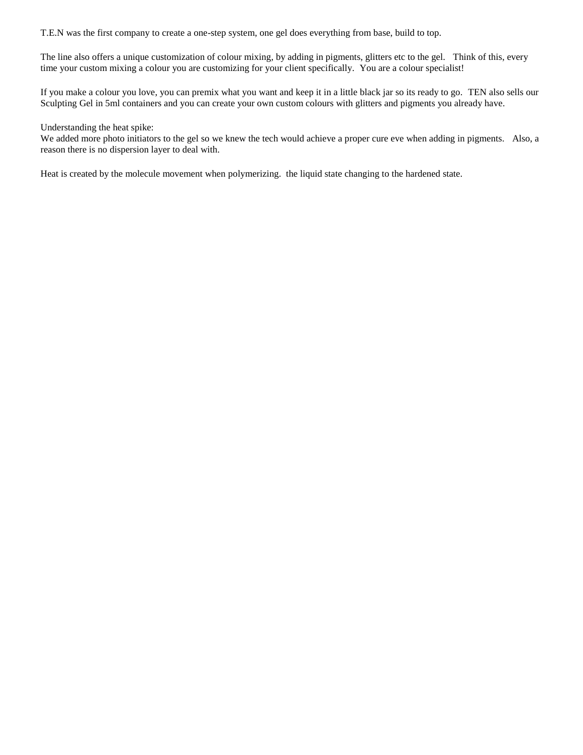T.E.N was the first company to create a one-step system, one gel does everything from base, build to top.

The line also offers a unique customization of colour mixing, by adding in pigments, glitters etc to the gel. Think of this, every time your custom mixing a colour you are customizing for your client specifically. You are a colour specialist!

If you make a colour you love, you can premix what you want and keep it in a little black jar so its ready to go. TEN also sells our Sculpting Gel in 5ml containers and you can create your own custom colours with glitters and pigments you already have.

Understanding the heat spike:
We added more photo initiators to the gel so we knew the tech would achieve a proper cure eve when adding in pigments. Also, a reason there is no dispersion layer to deal with.

Heat is created by the molecule movement when polymerizing. the liquid state changing to the hardened state.